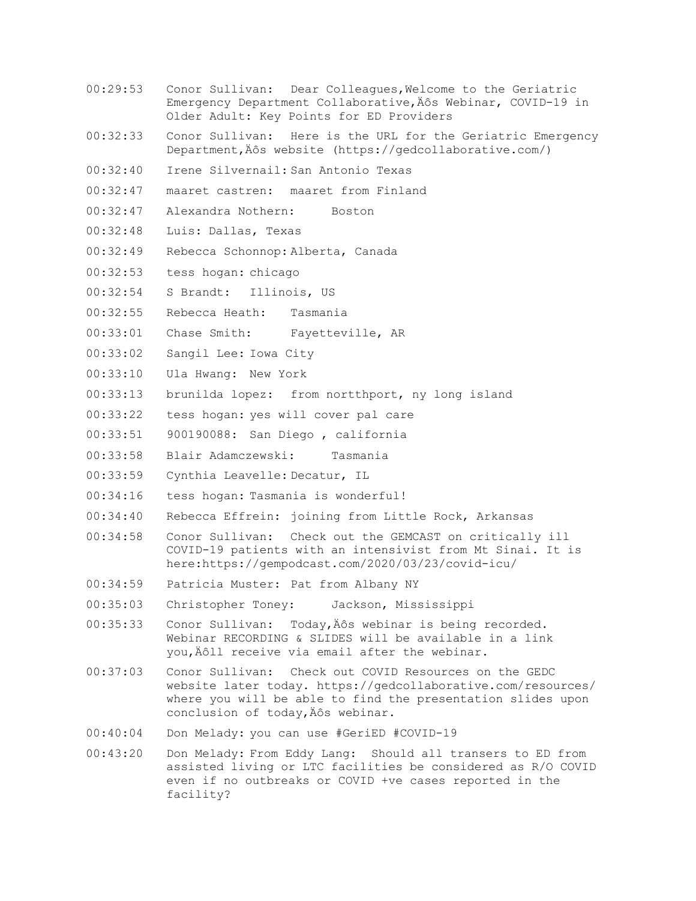00:29:53 Conor Sullivan: Dear Colleagues,Welcome to the Geriatric Emergency Department Collaborative‚Äôs Webinar, COVID-19 in Older Adult: Key Points for ED Providers

00:32:33 Conor Sullivan: Here is the URL for the Geriatric Emergency Department‚Äôs website (https://gedcollaborative.com/)

00:32:40 Irene Silvernail: San Antonio Texas

00:32:47 maaret castren: maaret from Finland

00:32:47 Alexandra Nothern: Boston

00:32:48 Luis: Dallas, Texas

00:32:49 Rebecca Schonnop: Alberta, Canada

00:32:53 tess hogan: chicago

00:32:54 S Brandt: Illinois, US

00:32:55 Rebecca Heath: Tasmania

00:33:01 Chase Smith: Fayetteville, AR

00:33:02 Sangil Lee: Iowa City

00:33:10 Ula Hwang: New York

00:33:13 brunilda lopez: from northport, ny long island

00:33:22 tess hogan: yes will cover pal care

00:33:51 900190088: San Diego , california

00:33:58 Blair Adamczewski: Tasmania

00:33:59 Cynthia Leavelle: Decatur, IL

00:34:16 tess hogan: Tasmania is wonderful!

00:34:40 Rebecca Effrein: joining from Little Rock, Arkansas

00:34:58 Conor Sullivan: Check out the GEMCAST on critically ill COVID-19 patients with an intensivist from Mt Sinai. It is here:https://gempodcast.com/2020/03/23/covid-icu/

00:34:59 Patricia Muster: Pat from Albany NY

00:35:03 Christopher Toney: Jackson, Mississippi

00:35:33 Conor Sullivan: Today‚Äôs webinar is being recorded. Webinar RECORDING & SLIDES will be available in a link you‚Äôll receive via email after the webinar.

00:37:03 Conor Sullivan: Check out COVID Resources on the GEDC website later today. https://gedcollaborative.com/resources/ where you will be able to find the presentation slides upon conclusion of today‚Äôs webinar.

00:40:04 Don Melady: you can use #GeriED #COVID-19

00:43:20 Don Melady: From Eddy Lang: Should all transers to ED from assisted living or LTC facilities be considered as R/O COVID even if no outbreaks or COVID +ve cases reported in the facility?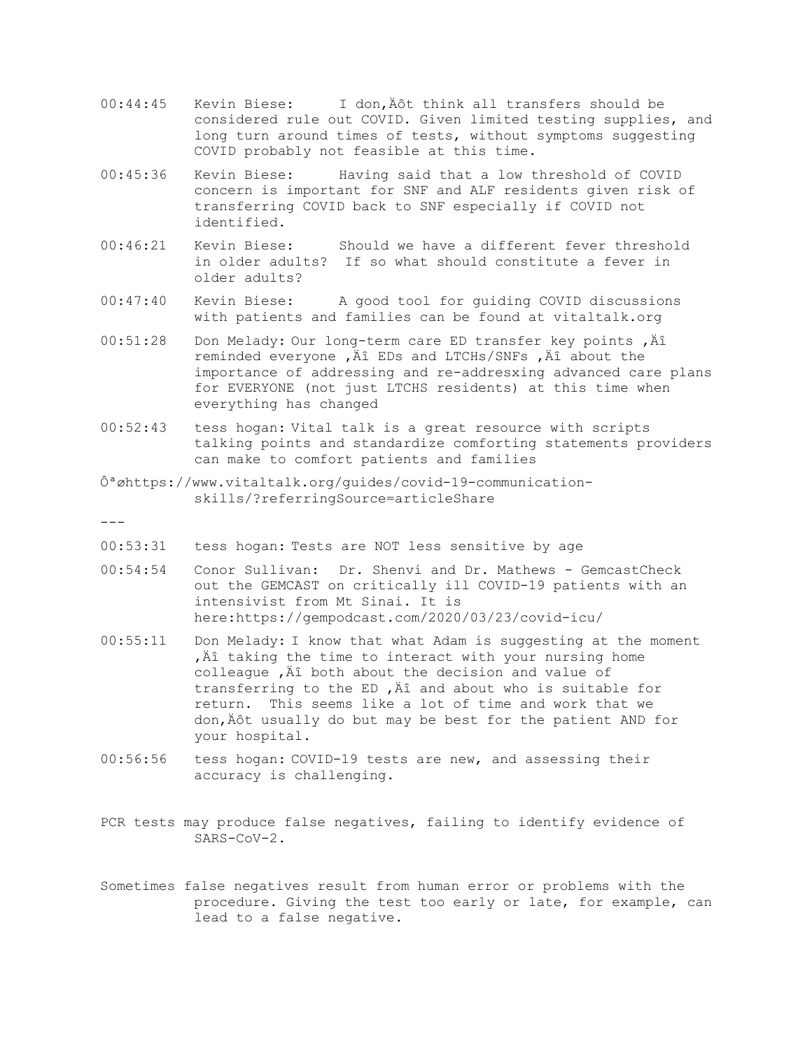00:44:45 Kevin Biese: I don‚Äôt think all transfers should be considered rule out COVID. Given limited testing supplies, and long turn around times of tests, without symptoms suggesting COVID probably not feasible at this time.

00:45:36 Kevin Biese: Having said that a low threshold of COVID concern is important for SNF and ALF residents given risk of transferring COVID back to SNF especially if COVID not identified.

00:46:21 Kevin Biese: Should we have a different fever threshold in older adults? If so what should constitute a fever in older adults?

00:47:40 Kevin Biese: A good tool for guiding COVID discussions with patients and families can be found at vitaltalk.org

00:51:28 Don Melady: Our long-term care ED transfer key points ‚Äî reminded everyone ‚Äî EDs and LTCHs/SNFs ‚Äî about the importance of addressing and re-addresxing advanced care plans for EVERYONE (not just LTCHS residents) at this time when everything has changed

00:52:43 tess hogan: Vital talk is a great resource with scripts talking points and standardize comforting statements providers can make to comfort patients and families

Ôªøhttps://www.vitaltalk.org/guides/covid-19-communication-skills/?referringSource=articleShare

---

00:53:31 tess hogan: Tests are NOT less sensitive by age

00:54:54 Conor Sullivan: Dr. Shenvi and Dr. Mathews - GemcastCheck out the GEMCAST on critically ill COVID-19 patients with an intensivist from Mt Sinai. It is here:https://gempodcast.com/2020/03/23/covid-icu/

00:55:11 Don Melady: I know that what Adam is suggesting at the moment ‚Äî taking the time to interact with your nursing home colleague ‚Äî both about the decision and value of transferring to the ED ‚Äî and about who is suitable for return. This seems like a lot of time and work that we don‚Äôt usually do but may be best for the patient AND for your hospital.

00:56:56 tess hogan: COVID-19 tests are new, and assessing their accuracy is challenging.

PCR tests may produce false negatives, failing to identify evidence of SARS-CoV-2.

Sometimes false negatives result from human error or problems with the procedure. Giving the test too early or late, for example, can lead to a false negative.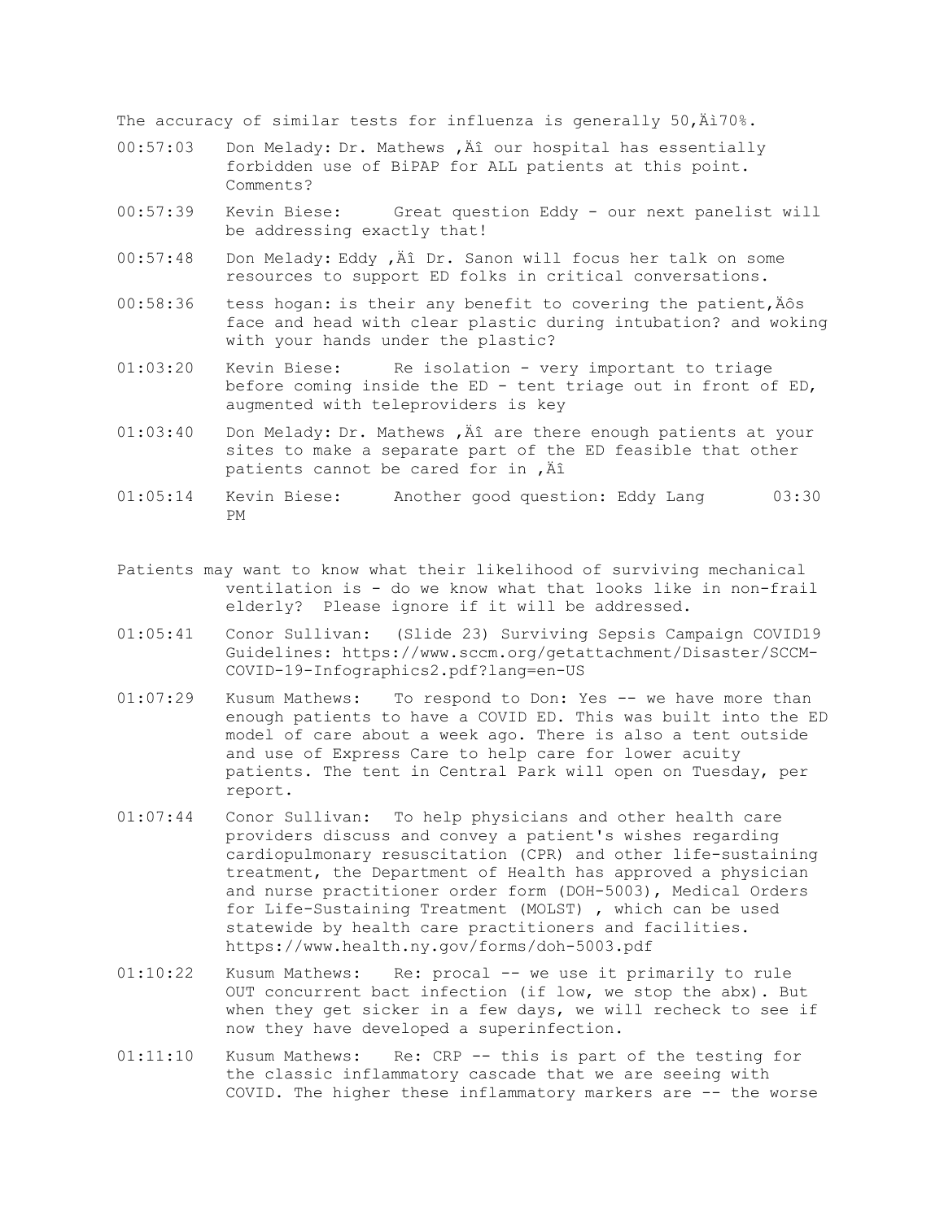The accuracy of similar tests for influenza is generally 50,Äì70%.

00:57:03 Don Melady: Dr. Mathews ,Äî our hospital has essentially forbidden use of BiPAP for ALL patients at this point. Comments?

00:57:39 Kevin Biese: Great question Eddy - our next panelist will be addressing exactly that!

00:57:48 Don Melady: Eddy ,Äî Dr. Sanon will focus her talk on some resources to support ED folks in critical conversations.

00:58:36 tess hogan: is their any benefit to covering the patient,Äôs face and head with clear plastic during intubation? and woking with your hands under the plastic?

01:03:20 Kevin Biese: Re isolation - very important to triage before coming inside the ED - tent triage out in front of ED, augmented with teleproviders is key

01:03:40 Don Melady: Dr. Mathews ,Äî are there enough patients at your sites to make a separate part of the ED feasible that other patients cannot be cared for in ,Äî

01:05:14 Kevin Biese: Another good question: Eddy Lang 03:30 PM

Patients may want to know what their likelihood of surviving mechanical ventilation is - do we know what that looks like in non-frail elderly? Please ignore if it will be addressed.

01:05:41 Conor Sullivan: (Slide 23) Surviving Sepsis Campaign COVID19 Guidelines: https://www.sccm.org/getattachment/Disaster/SCCM-COVID-19-Infographics2.pdf?lang=en-US

01:07:29 Kusum Mathews: To respond to Don: Yes -- we have more than enough patients to have a COVID ED. This was built into the ED model of care about a week ago. There is also a tent outside and use of Express Care to help care for lower acuity patients. The tent in Central Park will open on Tuesday, per report.

01:07:44 Conor Sullivan: To help physicians and other health care providers discuss and convey a patient's wishes regarding cardiopulmonary resuscitation (CPR) and other life-sustaining treatment, the Department of Health has approved a physician and nurse practitioner order form (DOH-5003), Medical Orders for Life-Sustaining Treatment (MOLST) , which can be used statewide by health care practitioners and facilities. https://www.health.ny.gov/forms/doh-5003.pdf

01:10:22 Kusum Mathews: Re: procal -- we use it primarily to rule OUT concurrent bact infection (if low, we stop the abx). But when they get sicker in a few days, we will recheck to see if now they have developed a superinfection.

01:11:10 Kusum Mathews: Re: CRP -- this is part of the testing for the classic inflammatory cascade that we are seeing with COVID. The higher these inflammatory markers are -- the worse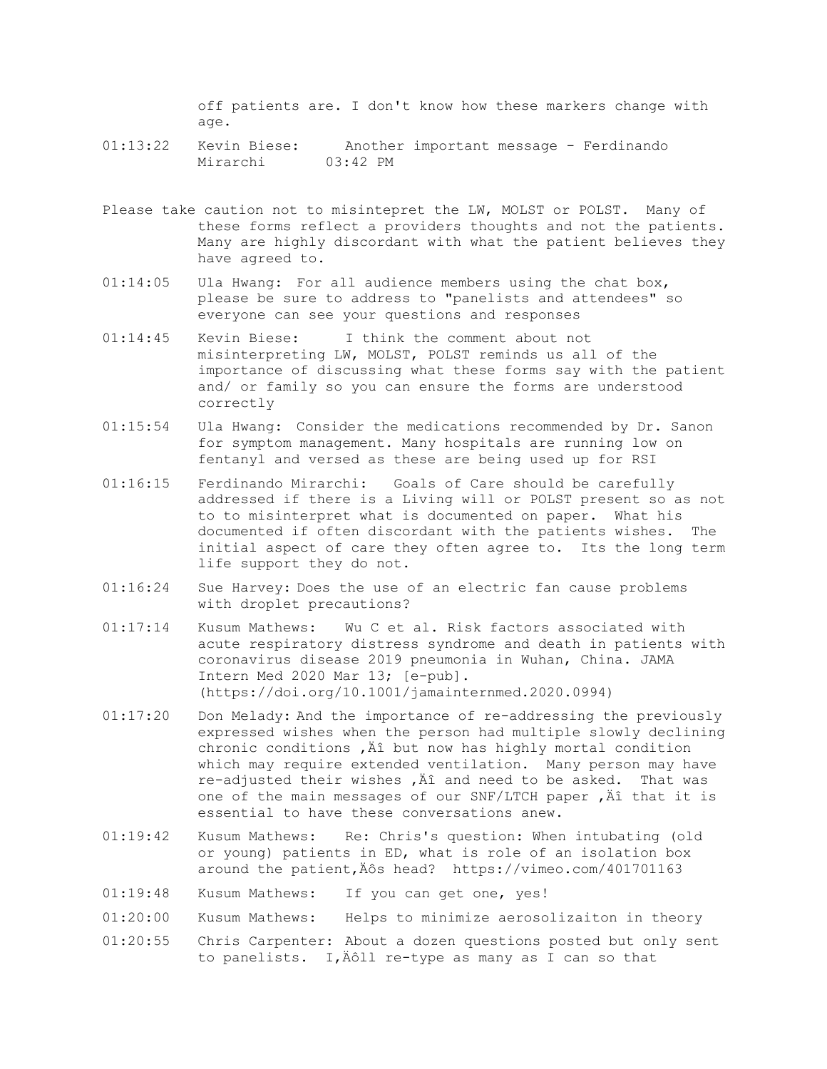off patients are. I don't know how these markers change with age.

01:13:22 Kevin Biese: Another important message - Ferdinando Mirarchi 03:42 PM

Please take caution not to misintepret the LW, MOLST or POLST. Many of these forms reflect a providers thoughts and not the patients. Many are highly discordant with what the patient believes they have agreed to.

01:14:05 Ula Hwang: For all audience members using the chat box, please be sure to address to "panelists and attendees" so everyone can see your questions and responses

01:14:45 Kevin Biese: I think the comment about not misinterpreting LW, MOLST, POLST reminds us all of the importance of discussing what these forms say with the patient and/ or family so you can ensure the forms are understood correctly

01:15:54 Ula Hwang: Consider the medications recommended by Dr. Sanon for symptom management. Many hospitals are running low on fentanyl and versed as these are being used up for RSI

01:16:15 Ferdinando Mirarchi: Goals of Care should be carefully addressed if there is a Living will or POLST present so as not to to misinterpret what is documented on paper. What his documented if often discordant with the patients wishes. The initial aspect of care they often agree to. Its the long term life support they do not.

01:16:24 Sue Harvey: Does the use of an electric fan cause problems with droplet precautions?

01:17:14 Kusum Mathews: Wu C et al. Risk factors associated with acute respiratory distress syndrome and death in patients with coronavirus disease 2019 pneumonia in Wuhan, China. JAMA Intern Med 2020 Mar 13; [e-pub]. (https://doi.org/10.1001/jamainternmed.2020.0994)

01:17:20 Don Melady: And the importance of re-addressing the previously expressed wishes when the person had multiple slowly declining chronic conditions ,Äî but now has highly mortal condition which may require extended ventilation. Many person may have re-adjusted their wishes ,Äî and need to be asked. That was one of the main messages of our SNF/LTCH paper ,Äî that it is essential to have these conversations anew.

01:19:42 Kusum Mathews: Re: Chris's question: When intubating (old or young) patients in ED, what is role of an isolation box around the patient,Äôs head? https://vimeo.com/401701163

01:19:48 Kusum Mathews: If you can get one, yes!

01:20:00 Kusum Mathews: Helps to minimize aerosolizaiton in theory

01:20:55 Chris Carpenter: About a dozen questions posted but only sent to panelists. I,Äôll re-type as many as I can so that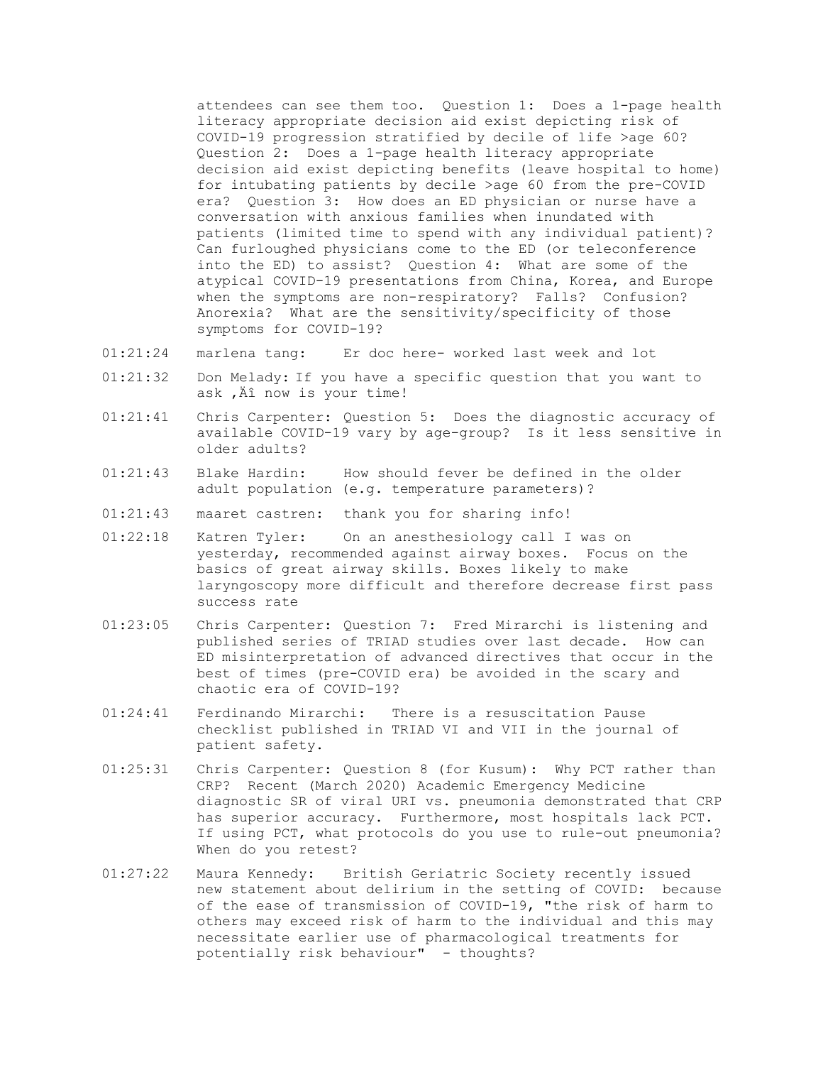attendees can see them too. Question 1: Does a 1-page health literacy appropriate decision aid exist depicting risk of COVID-19 progression stratified by decile of life >age 60? Question 2: Does a 1-page health literacy appropriate decision aid exist depicting benefits (leave hospital to home) for intubating patients by decile >age 60 from the pre-COVID era? Question 3: How does an ED physician or nurse have a conversation with anxious families when inundated with patients (limited time to spend with any individual patient)? Can furloughed physicians come to the ED (or teleconference into the ED) to assist? Question 4: What are some of the atypical COVID-19 presentations from China, Korea, and Europe when the symptoms are non-respiratory? Falls? Confusion? Anorexia? What are the sensitivity/specificity of those symptoms for COVID-19?

01:21:24 marlena tang: Er doc here- worked last week and lot

01:21:32 Don Melady: If you have a specific question that you want to ask ‚Äî now is your time!

01:21:41 Chris Carpenter: Question 5: Does the diagnostic accuracy of available COVID-19 vary by age-group? Is it less sensitive in older adults?

01:21:43 Blake Hardin: How should fever be defined in the older adult population (e.g. temperature parameters)?

01:21:43 maaret castren: thank you for sharing info!

01:22:18 Katren Tyler: On an anesthesiology call I was on yesterday, recommended against airway boxes. Focus on the basics of great airway skills. Boxes likely to make laryngoscopy more difficult and therefore decrease first pass success rate

01:23:05 Chris Carpenter: Question 7: Fred Mirarchi is listening and published series of TRIAD studies over last decade. How can ED misinterpretation of advanced directives that occur in the best of times (pre-COVID era) be avoided in the scary and chaotic era of COVID-19?

01:24:41 Ferdinando Mirarchi: There is a resuscitation Pause checklist published in TRIAD VI and VII in the journal of patient safety.

01:25:31 Chris Carpenter: Question 8 (for Kusum): Why PCT rather than CRP? Recent (March 2020) Academic Emergency Medicine diagnostic SR of viral URI vs. pneumonia demonstrated that CRP has superior accuracy. Furthermore, most hospitals lack PCT. If using PCT, what protocols do you use to rule-out pneumonia? When do you retest?

01:27:22 Maura Kennedy: British Geriatric Society recently issued new statement about delirium in the setting of COVID: because of the ease of transmission of COVID-19, "the risk of harm to others may exceed risk of harm to the individual and this may necessitate earlier use of pharmacological treatments for potentially risk behaviour" - thoughts?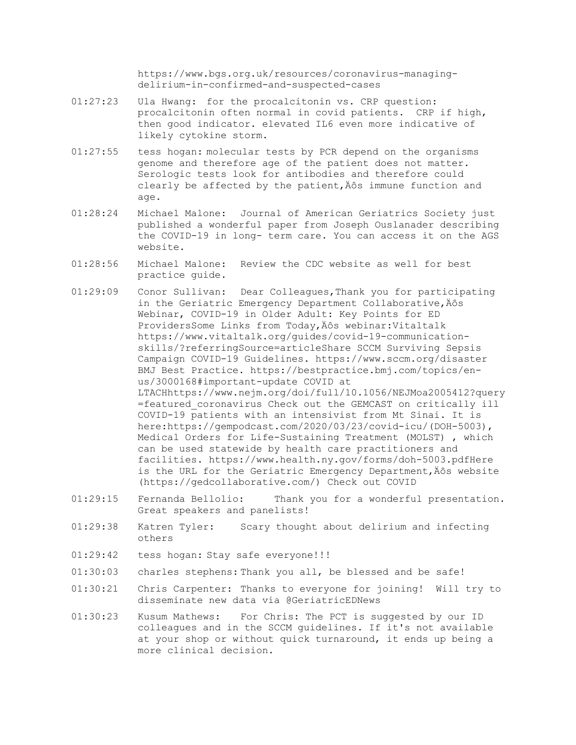https://www.bgs.org.uk/resources/coronavirus-managing-delirium-in-confirmed-and-suspected-cases

01:27:23 Ula Hwang: for the procalcitonin vs. CRP question: procalcitonin often normal in covid patients. CRP if high, then good indicator. elevated IL6 even more indicative of likely cytokine storm.

01:27:55 tess hogan: molecular tests by PCR depend on the organisms genome and therefore age of the patient does not matter. Serologic tests look for antibodies and therefore could clearly be affected by the patient‚Äôs immune function and age.

01:28:24 Michael Malone: Journal of American Geriatrics Society just published a wonderful paper from Joseph Ouslanader describing the COVID-19 in long- term care. You can access it on the AGS website.

01:28:56 Michael Malone: Review the CDC website as well for best practice guide.

01:29:09 Conor Sullivan: Dear Colleagues,Thank you for participating in the Geriatric Emergency Department Collaborative‚Äôs Webinar, COVID-19 in Older Adult: Key Points for ED ProvidersSome Links from Today‚Äôs webinar:Vitaltalk https://www.vitaltalk.org/guides/covid-19-communication-skills/?referringSource=articleShare SCCM Surviving Sepsis Campaign COVID-19 Guidelines. https://www.sccm.org/disaster BMJ Best Practice. https://bestpractice.bmj.com/topics/en-us/3000168#important-update COVID at LTACHhttps://www.nejm.org/doi/full/10.1056/NEJMoa2005412?query=featured_coronavirus Check out the GEMCAST on critically ill COVID-19 patients with an intensivist from Mt Sinai. It is here:https://gempodcast.com/2020/03/23/covid-icu/(DOH-5003), Medical Orders for Life-Sustaining Treatment (MOLST) , which can be used statewide by health care practitioners and facilities. https://www.health.ny.gov/forms/doh-5003.pdfHere is the URL for the Geriatric Emergency Department‚Äôs website (https://gedcollaborative.com/) Check out COVID

01:29:15 Fernanda Bellolio: Thank you for a wonderful presentation. Great speakers and panelists!

01:29:38 Katren Tyler: Scary thought about delirium and infecting others

01:29:42 tess hogan: Stay safe everyone!!!

01:30:03 charles stephens: Thank you all, be blessed and be safe!

01:30:21 Chris Carpenter: Thanks to everyone for joining! Will try to disseminate new data via @GeriatricEDNews

01:30:23 Kusum Mathews: For Chris: The PCT is suggested by our ID colleagues and in the SCCM guidelines. If it's not available at your shop or without quick turnaround, it ends up being a more clinical decision.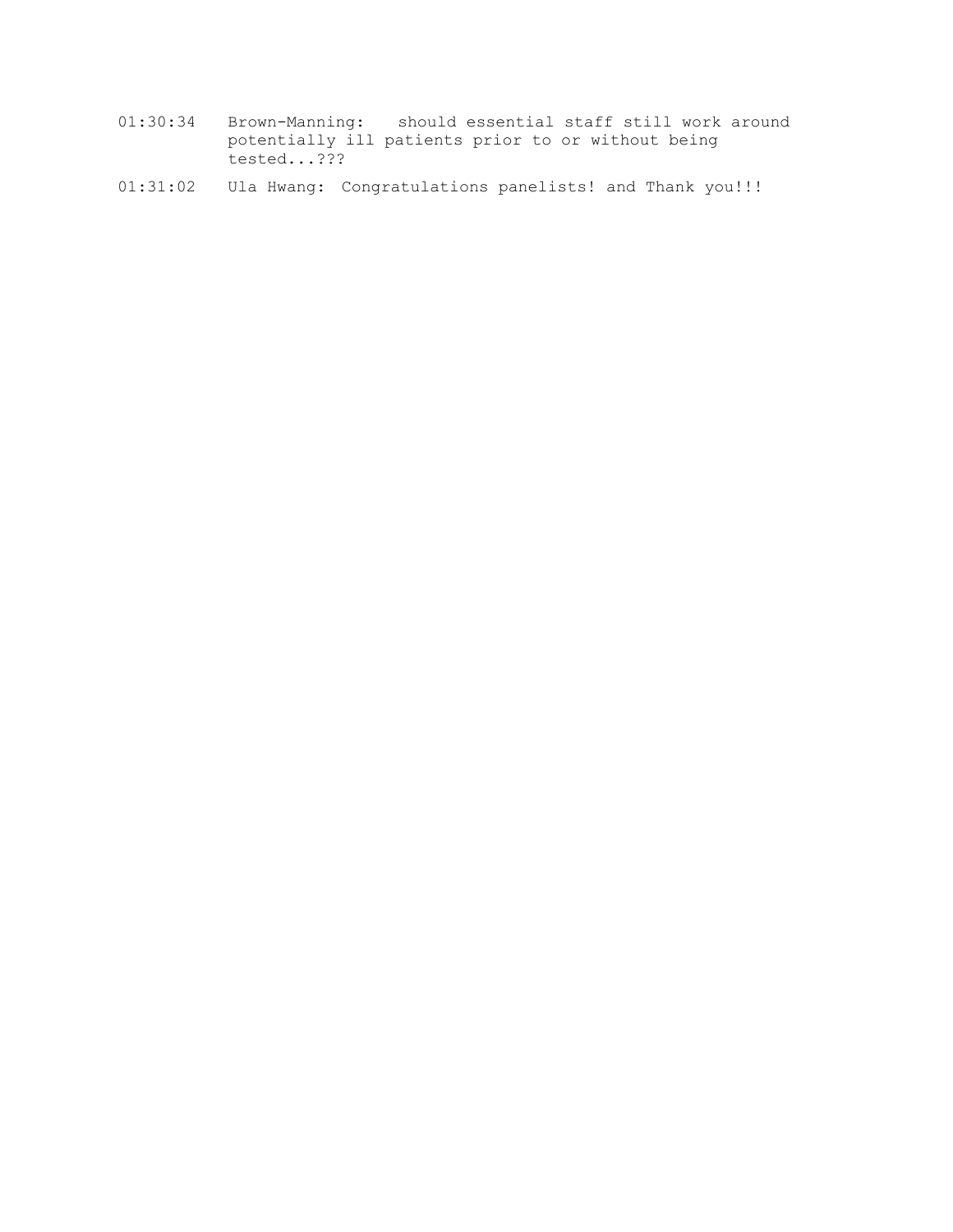01:30:34 Brown-Manning: should essential staff still work around potentially ill patients prior to or without being tested...???

01:31:02 Ula Hwang: Congratulations panelists! and Thank you!!!